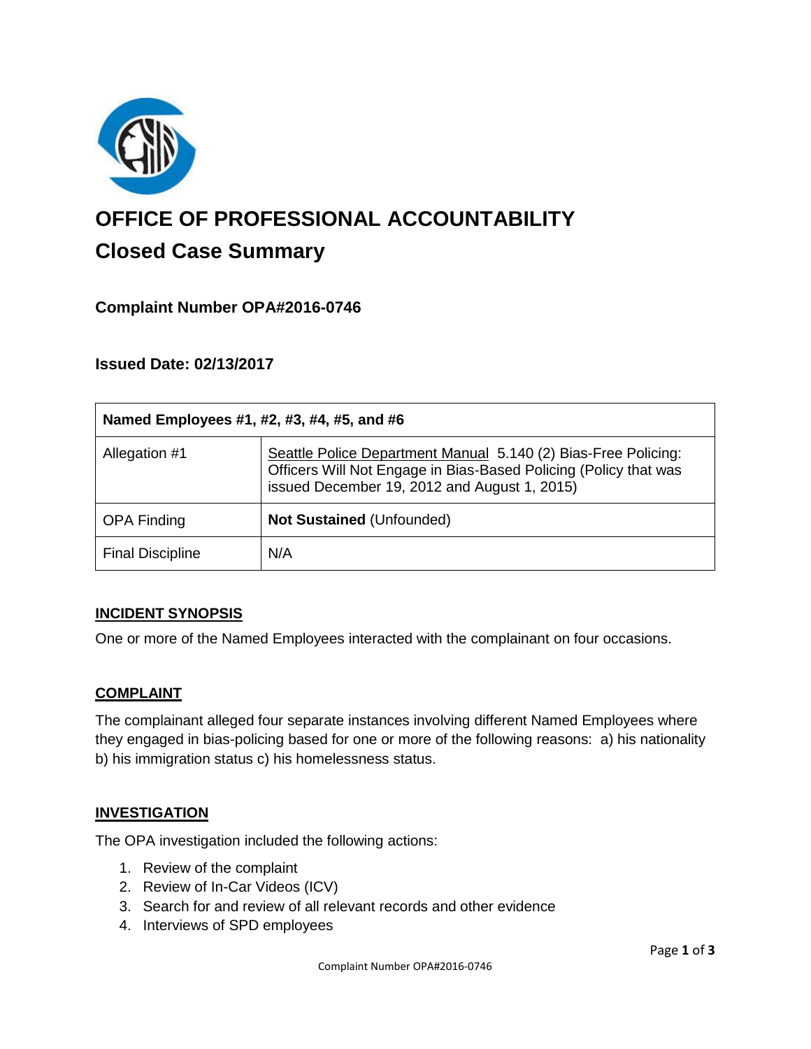# OFFICE OF PROFESSIONAL ACCOUNTABILITY

## Closed Case Summary

### Complaint Number OPA#2016-0746

### Issued Date: 02/13/2017

| Named Employees #1, #2, #3, #4, #5, and #6 | |
|---|---|
| Allegation #1 | Seattle Police Department Manual 5.140 (2) Bias-Free Policing: Officers Will Not Engage in Bias-Based Policing (Policy that was issued December 19, 2012 and August 1, 2015) |
| OPA Finding | **Not Sustained** (Unfounded) |
| Final Discipline | N/A |

### INCIDENT SYNOPSIS

One or more of the Named Employees interacted with the complainant on four occasions.

### COMPLAINT

The complainant alleged four separate instances involving different Named Employees where they engaged in bias-policing based for one or more of the following reasons: a) his nationality b) his immigration status c) his homelessness status.

### INVESTIGATION

The OPA investigation included the following actions:

1. Review of the complaint
2. Review of In-Car Videos (ICV)
3. Search for and review of all relevant records and other evidence
4. Interviews of SPD employees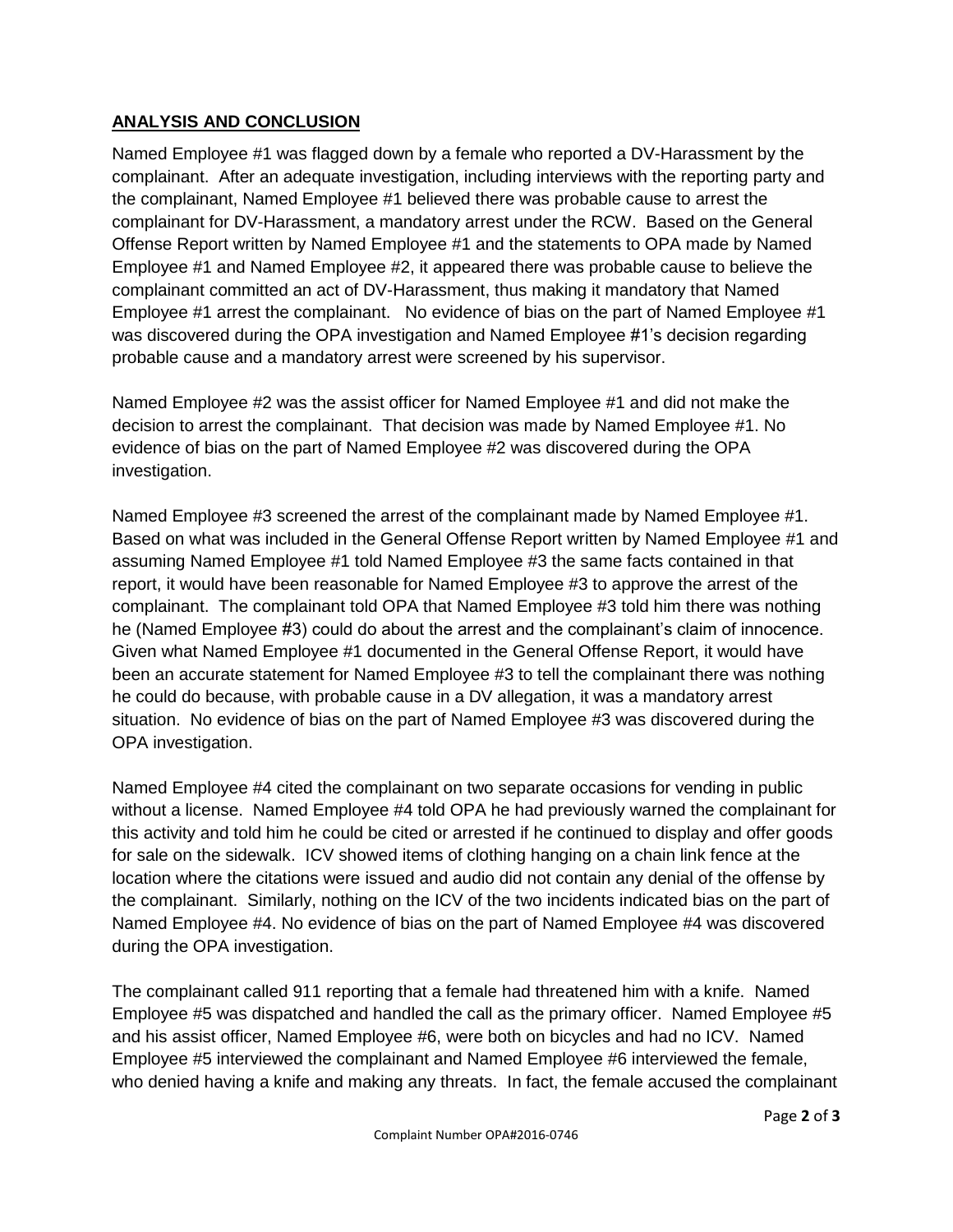## ANALYSIS AND CONCLUSION

Named Employee #1 was flagged down by a female who reported a DV-Harassment by the complainant. After an adequate investigation, including interviews with the reporting party and the complainant, Named Employee #1 believed there was probable cause to arrest the complainant for DV-Harassment, a mandatory arrest under the RCW. Based on the General Offense Report written by Named Employee #1 and the statements to OPA made by Named Employee #1 and Named Employee #2, it appeared there was probable cause to believe the complainant committed an act of DV-Harassment, thus making it mandatory that Named Employee #1 arrest the complainant. No evidence of bias on the part of Named Employee #1 was discovered during the OPA investigation and Named Employee #1's decision regarding probable cause and a mandatory arrest were screened by his supervisor.

Named Employee #2 was the assist officer for Named Employee #1 and did not make the decision to arrest the complainant. That decision was made by Named Employee #1. No evidence of bias on the part of Named Employee #2 was discovered during the OPA investigation.

Named Employee #3 screened the arrest of the complainant made by Named Employee #1. Based on what was included in the General Offense Report written by Named Employee #1 and assuming Named Employee #1 told Named Employee #3 the same facts contained in that report, it would have been reasonable for Named Employee #3 to approve the arrest of the complainant. The complainant told OPA that Named Employee #3 told him there was nothing he (Named Employee #3) could do about the arrest and the complainant's claim of innocence. Given what Named Employee #1 documented in the General Offense Report, it would have been an accurate statement for Named Employee #3 to tell the complainant there was nothing he could do because, with probable cause in a DV allegation, it was a mandatory arrest situation. No evidence of bias on the part of Named Employee #3 was discovered during the OPA investigation.

Named Employee #4 cited the complainant on two separate occasions for vending in public without a license. Named Employee #4 told OPA he had previously warned the complainant for this activity and told him he could be cited or arrested if he continued to display and offer goods for sale on the sidewalk. ICV showed items of clothing hanging on a chain link fence at the location where the citations were issued and audio did not contain any denial of the offense by the complainant. Similarly, nothing on the ICV of the two incidents indicated bias on the part of Named Employee #4. No evidence of bias on the part of Named Employee #4 was discovered during the OPA investigation.

The complainant called 911 reporting that a female had threatened him with a knife. Named Employee #5 was dispatched and handled the call as the primary officer. Named Employee #5 and his assist officer, Named Employee #6, were both on bicycles and had no ICV. Named Employee #5 interviewed the complainant and Named Employee #6 interviewed the female, who denied having a knife and making any threats. In fact, the female accused the complainant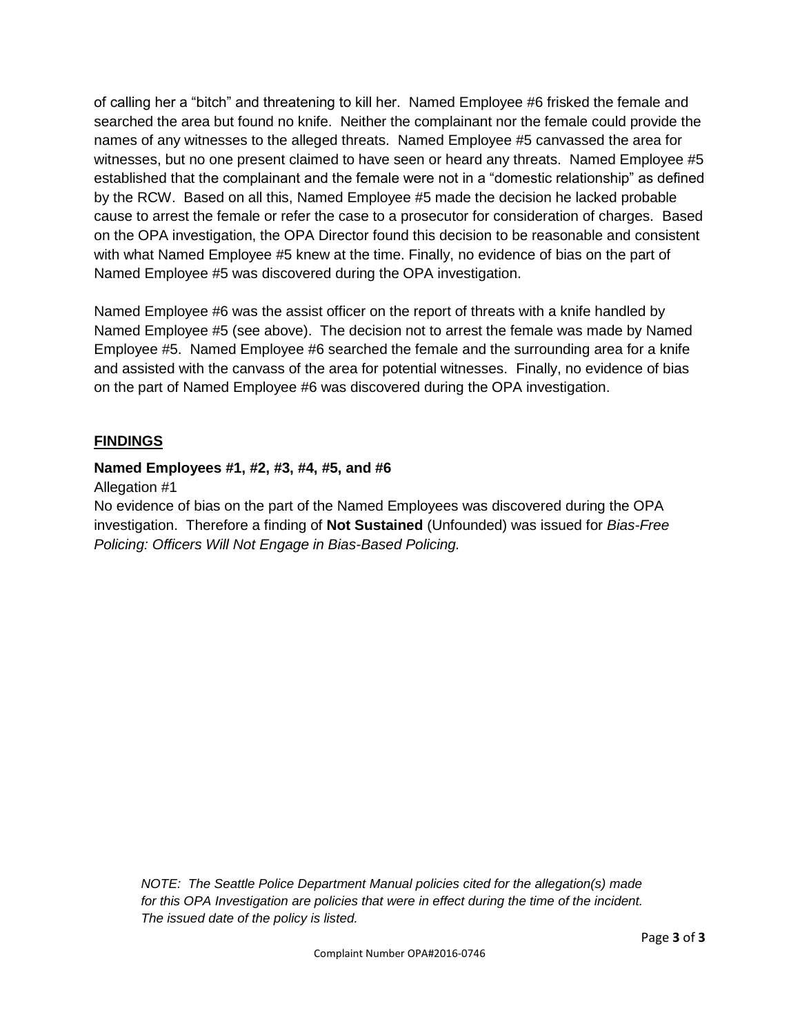of calling her a "bitch" and threatening to kill her. Named Employee #6 frisked the female and searched the area but found no knife. Neither the complainant nor the female could provide the names of any witnesses to the alleged threats. Named Employee #5 canvassed the area for witnesses, but no one present claimed to have seen or heard any threats. Named Employee #5 established that the complainant and the female were not in a "domestic relationship" as defined by the RCW. Based on all this, Named Employee #5 made the decision he lacked probable cause to arrest the female or refer the case to a prosecutor for consideration of charges. Based on the OPA investigation, the OPA Director found this decision to be reasonable and consistent with what Named Employee #5 knew at the time. Finally, no evidence of bias on the part of Named Employee #5 was discovered during the OPA investigation.

Named Employee #6 was the assist officer on the report of threats with a knife handled by Named Employee #5 (see above). The decision not to arrest the female was made by Named Employee #5. Named Employee #6 searched the female and the surrounding area for a knife and assisted with the canvass of the area for potential witnesses. Finally, no evidence of bias on the part of Named Employee #6 was discovered during the OPA investigation.

## FINDINGS

**Named Employees #1, #2, #3, #4, #5, and #6**

Allegation #1

No evidence of bias on the part of the Named Employees was discovered during the OPA investigation. Therefore a finding of **Not Sustained** (Unfounded) was issued for *Bias-Free Policing: Officers Will Not Engage in Bias-Based Policing.*

*NOTE: The Seattle Police Department Manual policies cited for the allegation(s) made for this OPA Investigation are policies that were in effect during the time of the incident. The issued date of the policy is listed.*

Complaint Number OPA#2016-0746